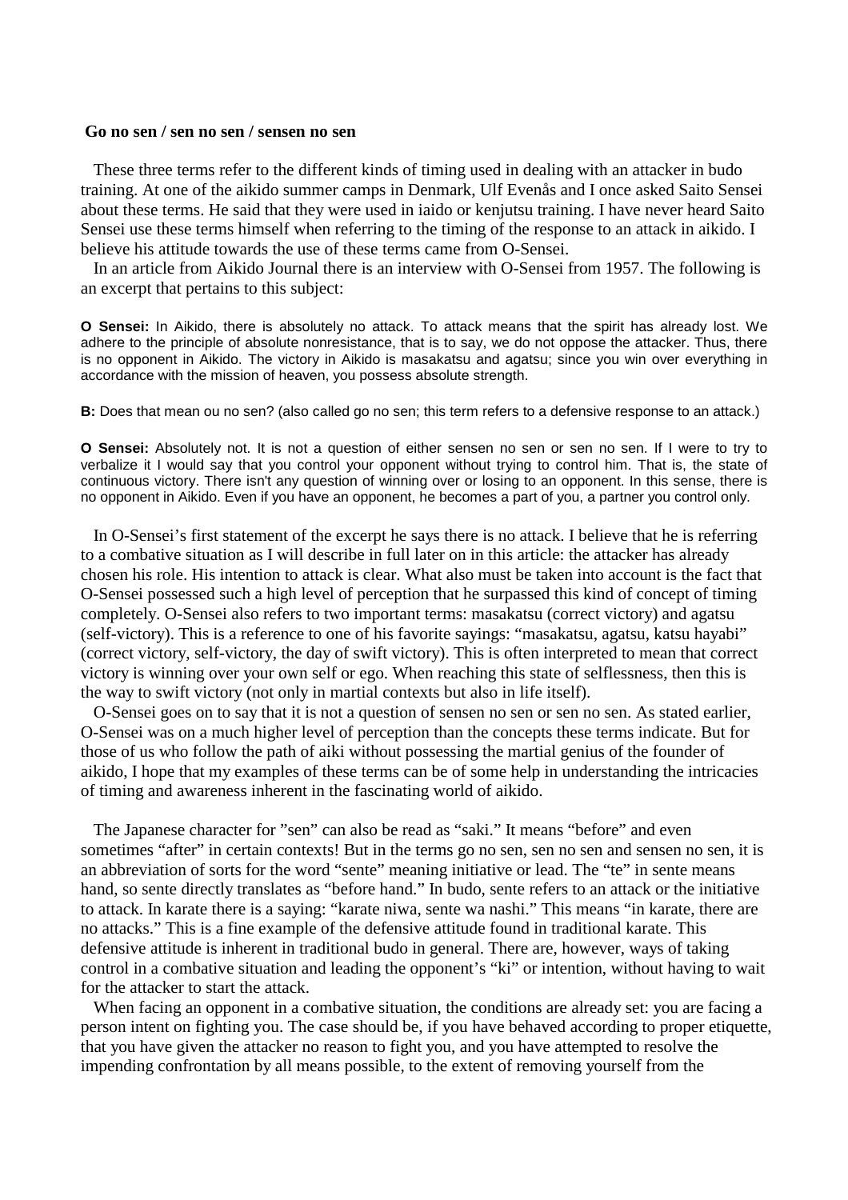**Go no sen / sen no sen / sensen no sen**

These three terms refer to the different kinds of timing used in dealing with an attacker in budo training. At one of the aikido summer camps in Denmark, Ulf Evenås and I once asked Saito Sensei about these terms. He said that they were used in iaido or kenjutsu training. I have never heard Saito Sensei use these terms himself when referring to the timing of the response to an attack in aikido. I believe his attitude towards the use of these terms came from O-Sensei.

In an article from Aikido Journal there is an interview with O-Sensei from 1957. The following is an excerpt that pertains to this subject:

**O Sensei:** In Aikido, there is absolutely no attack. To attack means that the spirit has already lost. We adhere to the principle of absolute nonresistance, that is to say, we do not oppose the attacker. Thus, there is no opponent in Aikido. The victory in Aikido is masakatsu and agatsu; since you win over everything in accordance with the mission of heaven, you possess absolute strength.

**B:** Does that mean ou no sen? (also called go no sen; this term refers to a defensive response to an attack.)

**O Sensei:** Absolutely not. It is not a question of either sensen no sen or sen no sen. If I were to try to verbalize it I would say that you control your opponent without trying to control him. That is, the state of continuous victory. There isn't any question of winning over or losing to an opponent. In this sense, there is no opponent in Aikido. Even if you have an opponent, he becomes a part of you, a partner you control only.

In O-Sensei's first statement of the excerpt he says there is no attack. I believe that he is referring to a combative situation as I will describe in full later on in this article: the attacker has already chosen his role. His intention to attack is clear. What also must be taken into account is the fact that O-Sensei possessed such a high level of perception that he surpassed this kind of concept of timing completely. O-Sensei also refers to two important terms: masakatsu (correct victory) and agatsu (self-victory). This is a reference to one of his favorite sayings: "masakatsu, agatsu, katsu hayabi" (correct victory, self-victory, the day of swift victory). This is often interpreted to mean that correct victory is winning over your own self or ego. When reaching this state of selflessness, then this is the way to swift victory (not only in martial contexts but also in life itself).

O-Sensei goes on to say that it is not a question of sensen no sen or sen no sen. As stated earlier, O-Sensei was on a much higher level of perception than the concepts these terms indicate. But for those of us who follow the path of aiki without possessing the martial genius of the founder of aikido, I hope that my examples of these terms can be of some help in understanding the intricacies of timing and awareness inherent in the fascinating world of aikido.

The Japanese character for "sen" can also be read as "saki." It means "before" and even sometimes "after" in certain contexts! But in the terms go no sen, sen no sen and sensen no sen, it is an abbreviation of sorts for the word "sente" meaning initiative or lead. The "te" in sente means hand, so sente directly translates as "before hand." In budo, sente refers to an attack or the initiative to attack. In karate there is a saying: "karate niwa, sente wa nashi." This means "in karate, there are no attacks." This is a fine example of the defensive attitude found in traditional karate. This defensive attitude is inherent in traditional budo in general. There are, however, ways of taking control in a combative situation and leading the opponent's "ki" or intention, without having to wait for the attacker to start the attack.

When facing an opponent in a combative situation, the conditions are already set: you are facing a person intent on fighting you. The case should be, if you have behaved according to proper etiquette, that you have given the attacker no reason to fight you, and you have attempted to resolve the impending confrontation by all means possible, to the extent of removing yourself from the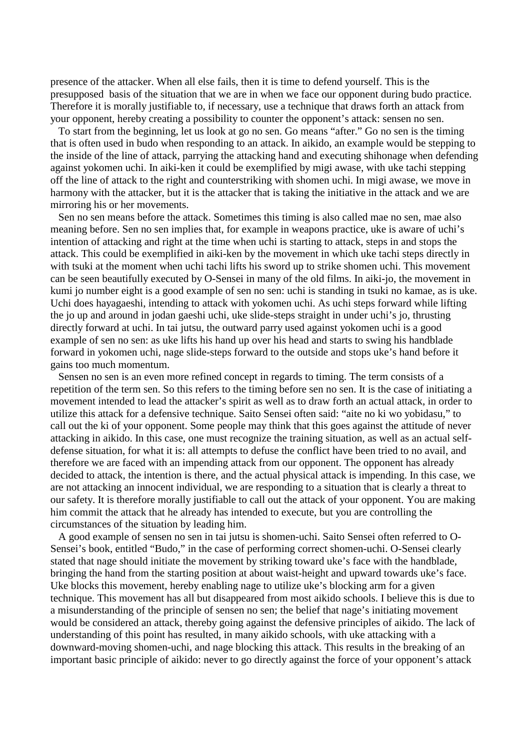presence of the attacker. When all else fails, then it is time to defend yourself. This is the presupposed basis of the situation that we are in when we face our opponent during budo practice. Therefore it is morally justifiable to, if necessary, use a technique that draws forth an attack from your opponent, hereby creating a possibility to counter the opponent's attack: sensen no sen.

To start from the beginning, let us look at go no sen. Go means "after." Go no sen is the timing that is often used in budo when responding to an attack. In aikido, an example would be stepping to the inside of the line of attack, parrying the attacking hand and executing shihonage when defending against yokomen uchi. In aiki-ken it could be exemplified by migi awase, with uke tachi stepping off the line of attack to the right and counterstriking with shomen uchi. In migi awase, we move in harmony with the attacker, but it is the attacker that is taking the initiative in the attack and we are mirroring his or her movements.

Sen no sen means before the attack. Sometimes this timing is also called mae no sen, mae also meaning before. Sen no sen implies that, for example in weapons practice, uke is aware of uchi's intention of attacking and right at the time when uchi is starting to attack, steps in and stops the attack. This could be exemplified in aiki-ken by the movement in which uke tachi steps directly in with tsuki at the moment when uchi tachi lifts his sword up to strike shomen uchi. This movement can be seen beautifully executed by O-Sensei in many of the old films. In aiki-jo, the movement in kumi jo number eight is a good example of sen no sen: uchi is standing in tsuki no kamae, as is uke. Uchi does hayagaeshi, intending to attack with yokomen uchi. As uchi steps forward while lifting the jo up and around in jodan gaeshi uchi, uke slide-steps straight in under uchi's jo, thrusting directly forward at uchi. In tai jutsu, the outward parry used against yokomen uchi is a good example of sen no sen: as uke lifts his hand up over his head and starts to swing his handblade forward in yokomen uchi, nage slide-steps forward to the outside and stops uke's hand before it gains too much momentum.

Sensen no sen is an even more refined concept in regards to timing. The term consists of a repetition of the term sen. So this refers to the timing before sen no sen. It is the case of initiating a movement intended to lead the attacker's spirit as well as to draw forth an actual attack, in order to utilize this attack for a defensive technique. Saito Sensei often said: "aite no ki wo yobidasu," to call out the ki of your opponent. Some people may think that this goes against the attitude of never attacking in aikido. In this case, one must recognize the training situation, as well as an actual self-defense situation, for what it is: all attempts to defuse the conflict have been tried to no avail, and therefore we are faced with an impending attack from our opponent. The opponent has already decided to attack, the intention is there, and the actual physical attack is impending. In this case, we are not attacking an innocent individual, we are responding to a situation that is clearly a threat to our safety. It is therefore morally justifiable to call out the attack of your opponent. You are making him commit the attack that he already has intended to execute, but you are controlling the circumstances of the situation by leading him.

A good example of sensen no sen in tai jutsu is shomen-uchi. Saito Sensei often referred to O-Sensei's book, entitled "Budo," in the case of performing correct shomen-uchi. O-Sensei clearly stated that nage should initiate the movement by striking toward uke's face with the handblade, bringing the hand from the starting position at about waist-height and upward towards uke's face. Uke blocks this movement, hereby enabling nage to utilize uke's blocking arm for a given technique. This movement has all but disappeared from most aikido schools. I believe this is due to a misunderstanding of the principle of sensen no sen; the belief that nage's initiating movement would be considered an attack, thereby going against the defensive principles of aikido. The lack of understanding of this point has resulted, in many aikido schools, with uke attacking with a downward-moving shomen-uchi, and nage blocking this attack. This results in the breaking of an important basic principle of aikido: never to go directly against the force of your opponent's attack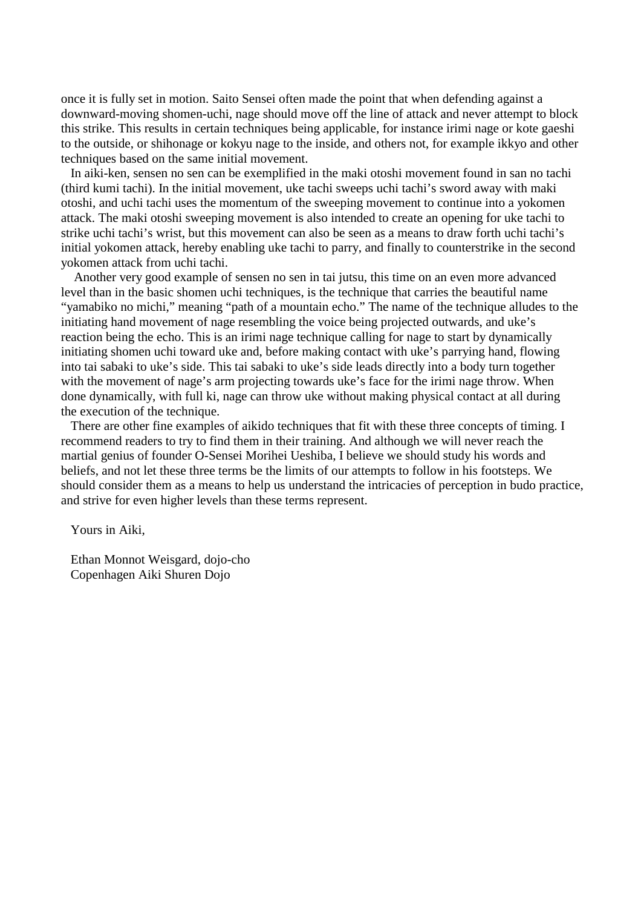once it is fully set in motion. Saito Sensei often made the point that when defending against a downward-moving shomen-uchi, nage should move off the line of attack and never attempt to block this strike. This results in certain techniques being applicable, for instance irimi nage or kote gaeshi to the outside, or shihonage or kokyu nage to the inside, and others not, for example ikkyo and other techniques based on the same initial movement.

In aiki-ken, sensen no sen can be exemplified in the maki otoshi movement found in san no tachi (third kumi tachi). In the initial movement, uke tachi sweeps uchi tachi's sword away with maki otoshi, and uchi tachi uses the momentum of the sweeping movement to continue into a yokomen attack. The maki otoshi sweeping movement is also intended to create an opening for uke tachi to strike uchi tachi's wrist, but this movement can also be seen as a means to draw forth uchi tachi's initial yokomen attack, hereby enabling uke tachi to parry, and finally to counterstrike in the second yokomen attack from uchi tachi.

Another very good example of sensen no sen in tai jutsu, this time on an even more advanced level than in the basic shomen uchi techniques, is the technique that carries the beautiful name "yamabiko no michi," meaning "path of a mountain echo." The name of the technique alludes to the initiating hand movement of nage resembling the voice being projected outwards, and uke's reaction being the echo. This is an irimi nage technique calling for nage to start by dynamically initiating shomen uchi toward uke and, before making contact with uke's parrying hand, flowing into tai sabaki to uke's side. This tai sabaki to uke's side leads directly into a body turn together with the movement of nage's arm projecting towards uke's face for the irimi nage throw. When done dynamically, with full ki, nage can throw uke without making physical contact at all during the execution of the technique.

There are other fine examples of aikido techniques that fit with these three concepts of timing. I recommend readers to try to find them in their training. And although we will never reach the martial genius of founder O-Sensei Morihei Ueshiba, I believe we should study his words and beliefs, and not let these three terms be the limits of our attempts to follow in his footsteps. We should consider them as a means to help us understand the intricacies of perception in budo practice, and strive for even higher levels than these terms represent.

Yours in Aiki,

Ethan Monnot Weisgard, dojo-cho
Copenhagen Aiki Shuren Dojo